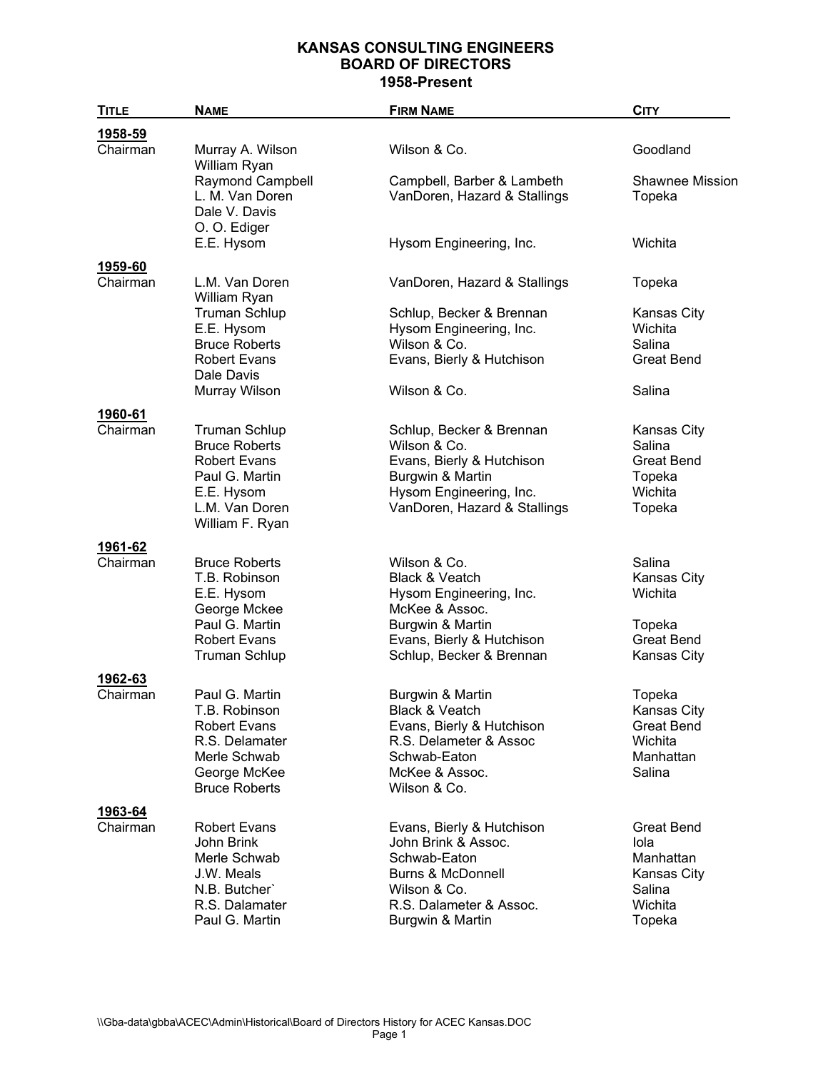# KANSAS CONSULTING ENGINEERS
## BOARD OF DIRECTORS
### 1958-Present

| TITLE | NAME | FIRM NAME | CITY |
|---|---|---|---|
| **1958-59** | | | |
| Chairman | Murray A. Wilson | Wilson & Co. | Goodland |
| | William Ryan | | |
| | Raymond Campbell | Campbell, Barber & Lambeth | Shawnee Mission |
| | L. M. Van Doren | VanDoren, Hazard & Stallings | Topeka |
| | Dale V. Davis | | |
| | O. O. Ediger | | |
| | E.E. Hysom | Hysom Engineering, Inc. | Wichita |
| **1959-60** | | | |
| Chairman | L.M. Van Doren | VanDoren, Hazard & Stallings | Topeka |
| | William Ryan | | |
| | Truman Schlup | Schlup, Becker & Brennan | Kansas City |
| | E.E. Hysom | Hysom Engineering, Inc. | Wichita |
| | Bruce Roberts | Wilson & Co. | Salina |
| | Robert Evans | Evans, Bierly & Hutchison | Great Bend |
| | Dale Davis | | |
| | Murray Wilson | Wilson & Co. | Salina |
| **1960-61** | | | |
| Chairman | Truman Schlup | Schlup, Becker & Brennan | Kansas City |
| | Bruce Roberts | Wilson & Co. | Salina |
| | Robert Evans | Evans, Bierly & Hutchison | Great Bend |
| | Paul G. Martin | Burgwin & Martin | Topeka |
| | E.E. Hysom | Hysom Engineering, Inc. | Wichita |
| | L.M. Van Doren | VanDoren, Hazard & Stallings | Topeka |
| | William F. Ryan | | |
| **1961-62** | | | |
| Chairman | Bruce Roberts | Wilson & Co. | Salina |
| | T.B. Robinson | Black & Veatch | Kansas City |
| | E.E. Hysom | Hysom Engineering, Inc. | Wichita |
| | George Mckee | McKee & Assoc. | |
| | Paul G. Martin | Burgwin & Martin | Topeka |
| | Robert Evans | Evans, Bierly & Hutchison | Great Bend |
| | Truman Schlup | Schlup, Becker & Brennan | Kansas City |
| **1962-63** | | | |
| Chairman | Paul G. Martin | Burgwin & Martin | Topeka |
| | T.B. Robinson | Black & Veatch | Kansas City |
| | Robert Evans | Evans, Bierly & Hutchison | Great Bend |
| | R.S. Delamater | R.S. Delameter & Assoc | Wichita |
| | Merle Schwab | Schwab-Eaton | Manhattan |
| | George McKee | McKee & Assoc. | Salina |
| | Bruce Roberts | Wilson & Co. | |
| **1963-64** | | | |
| Chairman | Robert Evans | Evans, Bierly & Hutchison | Great Bend |
| | John Brink | John Brink & Assoc. | Iola |
| | Merle Schwab | Schwab-Eaton | Manhattan |
| | J.W. Meals | Burns & McDonnell | Kansas City |
| | N.B. Butcher` | Wilson & Co. | Salina |
| | R.S. Dalamater | R.S. Dalameter & Assoc. | Wichita |
| | Paul G. Martin | Burgwin & Martin | Topeka |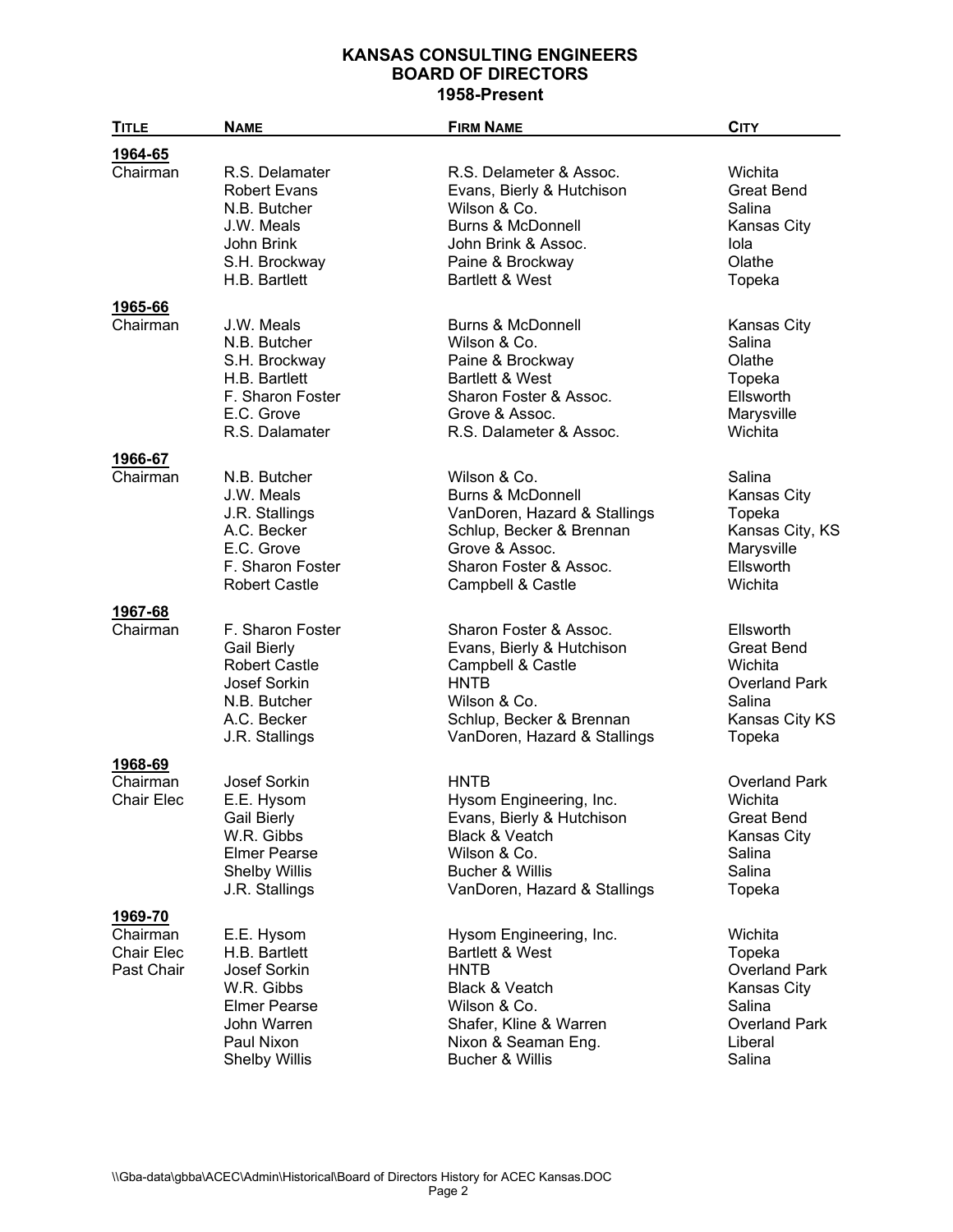**KANSAS CONSULTING ENGINEERS**
**BOARD OF DIRECTORS**
**1958-Present**

| TITLE | NAME | FIRM NAME | CITY |
|---|---|---|---|
| **1964-65** | | | |
| Chairman | R.S. Delamater | R.S. Delameter & Assoc. | Wichita |
| | Robert Evans | Evans, Bierly & Hutchison | Great Bend |
| | N.B. Butcher | Wilson & Co. | Salina |
| | J.W. Meals | Burns & McDonnell | Kansas City |
| | John Brink | John Brink & Assoc. | Iola |
| | S.H. Brockway | Paine & Brockway | Olathe |
| | H.B. Bartlett | Bartlett & West | Topeka |
| **1965-66** | | | |
| Chairman | J.W. Meals | Burns & McDonnell | Kansas City |
| | N.B. Butcher | Wilson & Co. | Salina |
| | S.H. Brockway | Paine & Brockway | Olathe |
| | H.B. Bartlett | Bartlett & West | Topeka |
| | F. Sharon Foster | Sharon Foster & Assoc. | Ellsworth |
| | E.C. Grove | Grove & Assoc. | Marysville |
| | R.S. Dalamater | R.S. Dalameter & Assoc. | Wichita |
| **1966-67** | | | |
| Chairman | N.B. Butcher | Wilson & Co. | Salina |
| | J.W. Meals | Burns & McDonnell | Kansas City |
| | J.R. Stallings | VanDoren, Hazard & Stallings | Topeka |
| | A.C. Becker | Schlup, Becker & Brennan | Kansas City, KS |
| | E.C. Grove | Grove & Assoc. | Marysville |
| | F. Sharon Foster | Sharon Foster & Assoc. | Ellsworth |
| | Robert Castle | Campbell & Castle | Wichita |
| **1967-68** | | | |
| Chairman | F. Sharon Foster | Sharon Foster & Assoc. | Ellsworth |
| | Gail Bierly | Evans, Bierly & Hutchison | Great Bend |
| | Robert Castle | Campbell & Castle | Wichita |
| | Josef Sorkin | HNTB | Overland Park |
| | N.B. Butcher | Wilson & Co. | Salina |
| | A.C. Becker | Schlup, Becker & Brennan | Kansas City KS |
| | J.R. Stallings | VanDoren, Hazard & Stallings | Topeka |
| **1968-69** | | | |
| Chairman | Josef Sorkin | HNTB | Overland Park |
| Chair Elec | E.E. Hysom | Hysom Engineering, Inc. | Wichita |
| | Gail Bierly | Evans, Bierly & Hutchison | Great Bend |
| | W.R. Gibbs | Black & Veatch | Kansas City |
| | Elmer Pearse | Wilson & Co. | Salina |
| | Shelby Willis | Bucher & Willis | Salina |
| | J.R. Stallings | VanDoren, Hazard & Stallings | Topeka |
| **1969-70** | | | |
| Chairman | E.E. Hysom | Hysom Engineering, Inc. | Wichita |
| Chair Elec | H.B. Bartlett | Bartlett & West | Topeka |
| Past Chair | Josef Sorkin | HNTB | Overland Park |
| | W.R. Gibbs | Black & Veatch | Kansas City |
| | Elmer Pearse | Wilson & Co. | Salina |
| | John Warren | Shafer, Kline & Warren | Overland Park |
| | Paul Nixon | Nixon & Seaman Eng. | Liberal |
| | Shelby Willis | Bucher & Willis | Salina |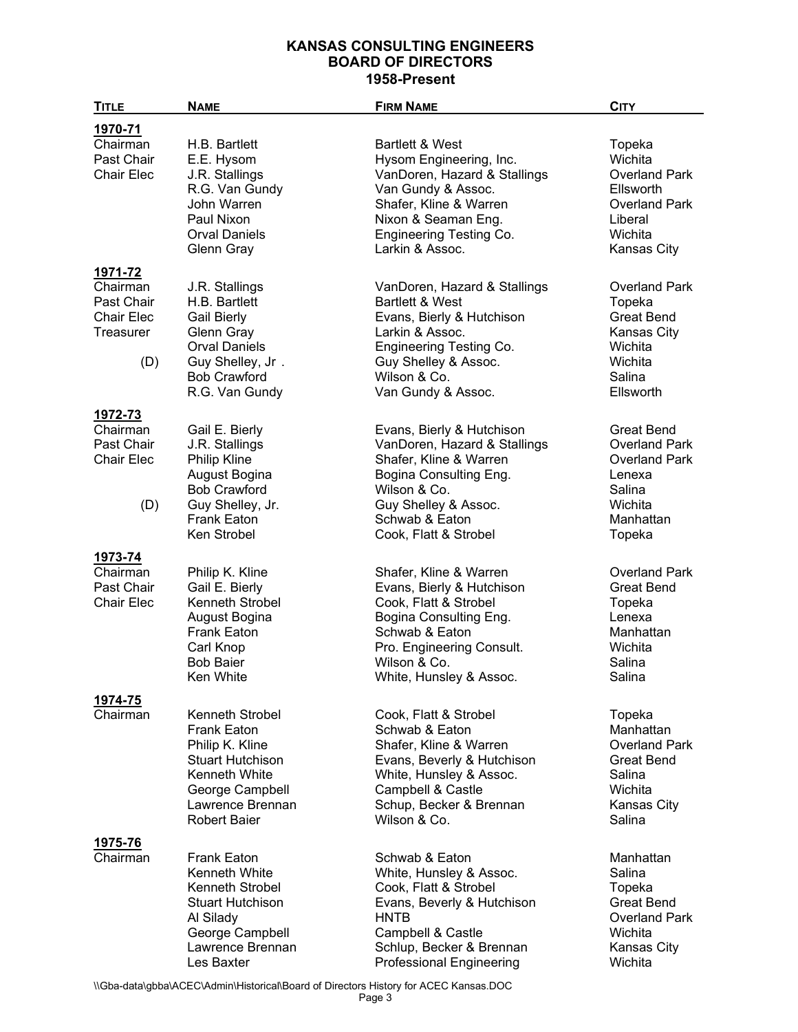# KANSAS CONSULTING ENGINEERS
## BOARD OF DIRECTORS
### 1958-Present

| TITLE | NAME | FIRM NAME | CITY |
|---|---|---|---|
| **1970-71** | | | |
| Chairman | H.B. Bartlett | Bartlett & West | Topeka |
| Past Chair | E.E. Hysom | Hysom Engineering, Inc. | Wichita |
| Chair Elec | J.R. Stallings | VanDoren, Hazard & Stallings | Overland Park |
| | R.G. Van Gundy | Van Gundy & Assoc. | Ellsworth |
| | John Warren | Shafer, Kline & Warren | Overland Park |
| | Paul Nixon | Nixon & Seaman Eng. | Liberal |
| | Orval Daniels | Engineering Testing Co. | Wichita |
| | Glenn Gray | Larkin & Assoc. | Kansas City |
| **1971-72** | | | |
| Chairman | J.R. Stallings | VanDoren, Hazard & Stallings | Overland Park |
| Past Chair | H.B. Bartlett | Bartlett & West | Topeka |
| Chair Elec | Gail Bierly | Evans, Bierly & Hutchison | Great Bend |
| Treasurer | Glenn Gray | Larkin & Assoc. | Kansas City |
| | Orval Daniels | Engineering Testing Co. | Wichita |
| (D) | Guy Shelley, Jr . | Guy Shelley & Assoc. | Wichita |
| | Bob Crawford | Wilson & Co. | Salina |
| | R.G. Van Gundy | Van Gundy & Assoc. | Ellsworth |
| **1972-73** | | | |
| Chairman | Gail E. Bierly | Evans, Bierly & Hutchison | Great Bend |
| Past Chair | J.R. Stallings | VanDoren, Hazard & Stallings | Overland Park |
| Chair Elec | Philip Kline | Shafer, Kline & Warren | Overland Park |
| | August Bogina | Bogina Consulting Eng. | Lenexa |
| | Bob Crawford | Wilson & Co. | Salina |
| (D) | Guy Shelley, Jr. | Guy Shelley & Assoc. | Wichita |
| | Frank Eaton | Schwab & Eaton | Manhattan |
| | Ken Strobel | Cook, Flatt & Strobel | Topeka |
| **1973-74** | | | |
| Chairman | Philip K. Kline | Shafer, Kline & Warren | Overland Park |
| Past Chair | Gail E. Bierly | Evans, Bierly & Hutchison | Great Bend |
| Chair Elec | Kenneth Strobel | Cook, Flatt & Strobel | Topeka |
| | August Bogina | Bogina Consulting Eng. | Lenexa |
| | Frank Eaton | Schwab & Eaton | Manhattan |
| | Carl Knop | Pro. Engineering Consult. | Wichita |
| | Bob Baier | Wilson & Co. | Salina |
| | Ken White | White, Hunsley & Assoc. | Salina |
| **1974-75** | | | |
| Chairman | Kenneth Strobel | Cook, Flatt & Strobel | Topeka |
| | Frank Eaton | Schwab & Eaton | Manhattan |
| | Philip K. Kline | Shafer, Kline & Warren | Overland Park |
| | Stuart Hutchison | Evans, Beverly & Hutchison | Great Bend |
| | Kenneth White | White, Hunsley & Assoc. | Salina |
| | George Campbell | Campbell & Castle | Wichita |
| | Lawrence Brennan | Schup, Becker & Brennan | Kansas City |
| | Robert Baier | Wilson & Co. | Salina |
| **1975-76** | | | |
| Chairman | Frank Eaton | Schwab & Eaton | Manhattan |
| | Kenneth White | White, Hunsley & Assoc. | Salina |
| | Kenneth Strobel | Cook, Flatt & Strobel | Topeka |
| | Stuart Hutchison | Evans, Beverly & Hutchison | Great Bend |
| | Al Silady | HNTB | Overland Park |
| | George Campbell | Campbell & Castle | Wichita |
| | Lawrence Brennan | Schlup, Becker & Brennan | Kansas City |
| | Les Baxter | Professional Engineering | Wichita |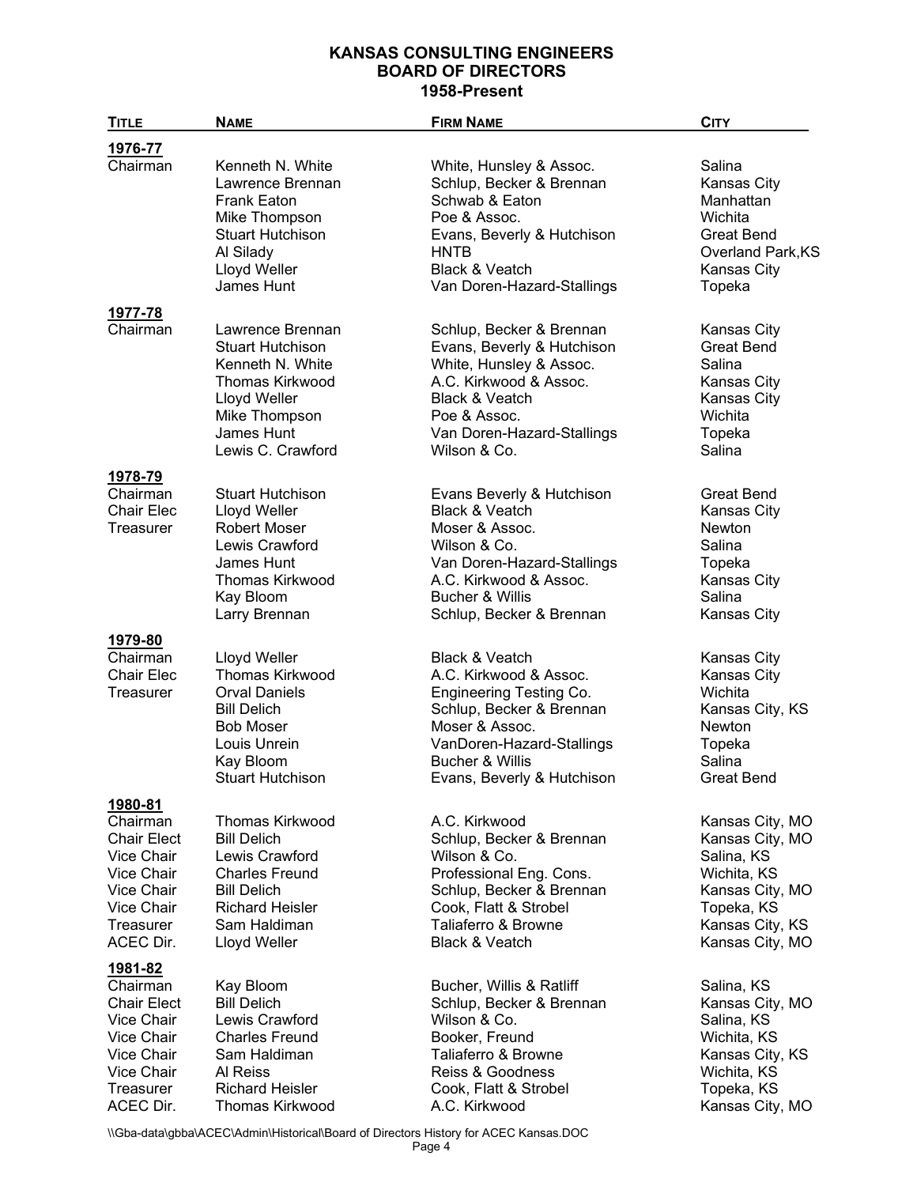# KANSAS CONSULTING ENGINEERS
## BOARD OF DIRECTORS
### 1958-Present

| TITLE | NAME | FIRM NAME | CITY |
|---|---|---|---|
| **1976-77** | | | |
| Chairman | Kenneth N. White | White, Hunsley & Assoc. | Salina |
| | Lawrence Brennan | Schlup, Becker & Brennan | Kansas City |
| | Frank Eaton | Schwab & Eaton | Manhattan |
| | Mike Thompson | Poe & Assoc. | Wichita |
| | Stuart Hutchison | Evans, Beverly & Hutchison | Great Bend |
| | Al Silady | HNTB | Overland Park,KS |
| | Lloyd Weller | Black & Veatch | Kansas City |
| | James Hunt | Van Doren-Hazard-Stallings | Topeka |
| **1977-78** | | | |
| Chairman | Lawrence Brennan | Schlup, Becker & Brennan | Kansas City |
| | Stuart Hutchison | Evans, Beverly & Hutchison | Great Bend |
| | Kenneth N. White | White, Hunsley & Assoc. | Salina |
| | Thomas Kirkwood | A.C. Kirkwood & Assoc. | Kansas City |
| | Lloyd Weller | Black & Veatch | Kansas City |
| | Mike Thompson | Poe & Assoc. | Wichita |
| | James Hunt | Van Doren-Hazard-Stallings | Topeka |
| | Lewis C. Crawford | Wilson & Co. | Salina |
| **1978-79** | | | |
| Chairman | Stuart Hutchison | Evans Beverly & Hutchison | Great Bend |
| Chair Elec | Lloyd Weller | Black & Veatch | Kansas City |
| Treasurer | Robert Moser | Moser & Assoc. | Newton |
| | Lewis Crawford | Wilson & Co. | Salina |
| | James Hunt | Van Doren-Hazard-Stallings | Topeka |
| | Thomas Kirkwood | A.C. Kirkwood & Assoc. | Kansas City |
| | Kay Bloom | Bucher & Willis | Salina |
| | Larry Brennan | Schlup, Becker & Brennan | Kansas City |
| **1979-80** | | | |
| Chairman | Lloyd Weller | Black & Veatch | Kansas City |
| Chair Elec | Thomas Kirkwood | A.C. Kirkwood & Assoc. | Kansas City |
| Treasurer | Orval Daniels | Engineering Testing Co. | Wichita |
| | Bill Delich | Schlup, Becker & Brennan | Kansas City, KS |
| | Bob Moser | Moser & Assoc. | Newton |
| | Louis Unrein | VanDoren-Hazard-Stallings | Topeka |
| | Kay Bloom | Bucher & Willis | Salina |
| | Stuart Hutchison | Evans, Beverly & Hutchison | Great Bend |
| **1980-81** | | | |
| Chairman | Thomas Kirkwood | A.C. Kirkwood | Kansas City, MO |
| Chair Elect | Bill Delich | Schlup, Becker & Brennan | Kansas City, MO |
| Vice Chair | Lewis Crawford | Wilson & Co. | Salina, KS |
| Vice Chair | Charles Freund | Professional Eng. Cons. | Wichita, KS |
| Vice Chair | Bill Delich | Schlup, Becker & Brennan | Kansas City, MO |
| Vice Chair | Richard Heisler | Cook, Flatt & Strobel | Topeka, KS |
| Treasurer | Sam Haldiman | Taliaferro & Browne | Kansas City, KS |
| ACEC Dir. | Lloyd Weller | Black & Veatch | Kansas City, MO |
| **1981-82** | | | |
| Chairman | Kay Bloom | Bucher, Willis & Ratliff | Salina, KS |
| Chair Elect | Bill Delich | Schlup, Becker & Brennan | Kansas City, MO |
| Vice Chair | Lewis Crawford | Wilson & Co. | Salina, KS |
| Vice Chair | Charles Freund | Booker, Freund | Wichita, KS |
| Vice Chair | Sam Haldiman | Taliaferro & Browne | Kansas City, KS |
| Vice Chair | Al Reiss | Reiss & Goodness | Wichita, KS |
| Treasurer | Richard Heisler | Cook, Flatt & Strobel | Topeka, KS |
| ACEC Dir. | Thomas Kirkwood | A.C. Kirkwood | Kansas City, MO |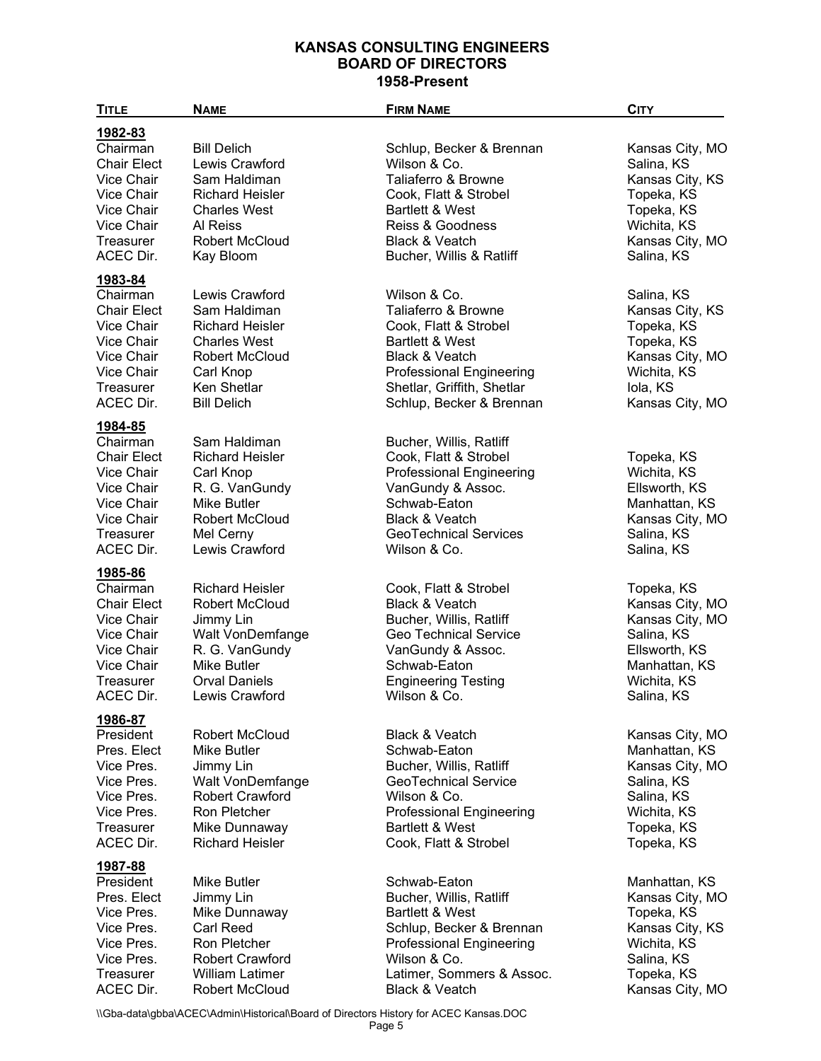# KANSAS CONSULTING ENGINEERS
## BOARD OF DIRECTORS
## 1958-Present

| TITLE | NAME | FIRM NAME | CITY |
|---|---|---|---|
| **1982-83** | | | |
| Chairman | Bill Delich | Schlup, Becker & Brennan | Kansas City, MO |
| Chair Elect | Lewis Crawford | Wilson & Co. | Salina, KS |
| Vice Chair | Sam Haldiman | Taliaferro & Browne | Kansas City, KS |
| Vice Chair | Richard Heisler | Cook, Flatt & Strobel | Topeka, KS |
| Vice Chair | Charles West | Bartlett & West | Topeka, KS |
| Vice Chair | Al Reiss | Reiss & Goodness | Wichita, KS |
| Treasurer | Robert McCloud | Black & Veatch | Kansas City, MO |
| ACEC Dir. | Kay Bloom | Bucher, Willis & Ratliff | Salina, KS |
| **1983-84** | | | |
| Chairman | Lewis Crawford | Wilson & Co. | Salina, KS |
| Chair Elect | Sam Haldiman | Taliaferro & Browne | Kansas City, KS |
| Vice Chair | Richard Heisler | Cook, Flatt & Strobel | Topeka, KS |
| Vice Chair | Charles West | Bartlett & West | Topeka, KS |
| Vice Chair | Robert McCloud | Black & Veatch | Kansas City, MO |
| Vice Chair | Carl Knop | Professional Engineering | Wichita, KS |
| Treasurer | Ken Shetlar | Shetlar, Griffith, Shetlar | Iola, KS |
| ACEC Dir. | Bill Delich | Schlup, Becker & Brennan | Kansas City, MO |
| **1984-85** | | | |
| Chairman | Sam Haldiman | Bucher, Willis, Ratliff | |
| Chair Elect | Richard Heisler | Cook, Flatt & Strobel | Topeka, KS |
| Vice Chair | Carl Knop | Professional Engineering | Wichita, KS |
| Vice Chair | R. G. VanGundy | VanGundy & Assoc. | Ellsworth, KS |
| Vice Chair | Mike Butler | Schwab-Eaton | Manhattan, KS |
| Vice Chair | Robert McCloud | Black & Veatch | Kansas City, MO |
| Treasurer | Mel Cerny | GeoTechnical Services | Salina, KS |
| ACEC Dir. | Lewis Crawford | Wilson & Co. | Salina, KS |
| **1985-86** | | | |
| Chairman | Richard Heisler | Cook, Flatt & Strobel | Topeka, KS |
| Chair Elect | Robert McCloud | Black & Veatch | Kansas City, MO |
| Vice Chair | Jimmy Lin | Bucher, Willis, Ratliff | Kansas City, MO |
| Vice Chair | Walt VonDemfange | Geo Technical Service | Salina, KS |
| Vice Chair | R. G. VanGundy | VanGundy & Assoc. | Ellsworth, KS |
| Vice Chair | Mike Butler | Schwab-Eaton | Manhattan, KS |
| Treasurer | Orval Daniels | Engineering Testing | Wichita, KS |
| ACEC Dir. | Lewis Crawford | Wilson & Co. | Salina, KS |
| **1986-87** | | | |
| President | Robert McCloud | Black & Veatch | Kansas City, MO |
| Pres. Elect | Mike Butler | Schwab-Eaton | Manhattan, KS |
| Vice Pres. | Jimmy Lin | Bucher, Willis, Ratliff | Kansas City, MO |
| Vice Pres. | Walt VonDemfange | GeoTechnical Service | Salina, KS |
| Vice Pres. | Robert Crawford | Wilson & Co. | Salina, KS |
| Vice Pres. | Ron Pletcher | Professional Engineering | Wichita, KS |
| Treasurer | Mike Dunnaway | Bartlett & West | Topeka, KS |
| ACEC Dir. | Richard Heisler | Cook, Flatt & Strobel | Topeka, KS |
| **1987-88** | | | |
| President | Mike Butler | Schwab-Eaton | Manhattan, KS |
| Pres. Elect | Jimmy Lin | Bucher, Willis, Ratliff | Kansas City, MO |
| Vice Pres. | Mike Dunnaway | Bartlett & West | Topeka, KS |
| Vice Pres. | Carl Reed | Schlup, Becker & Brennan | Kansas City, KS |
| Vice Pres. | Ron Pletcher | Professional Engineering | Wichita, KS |
| Vice Pres. | Robert Crawford | Wilson & Co. | Salina, KS |
| Treasurer | William Latimer | Latimer, Sommers & Assoc. | Topeka, KS |
| ACEC Dir. | Robert McCloud | Black & Veatch | Kansas City, MO |

\\Gba-data\gbba\ACEC\Admin\Historical\Board of Directors History for ACEC Kansas.DOC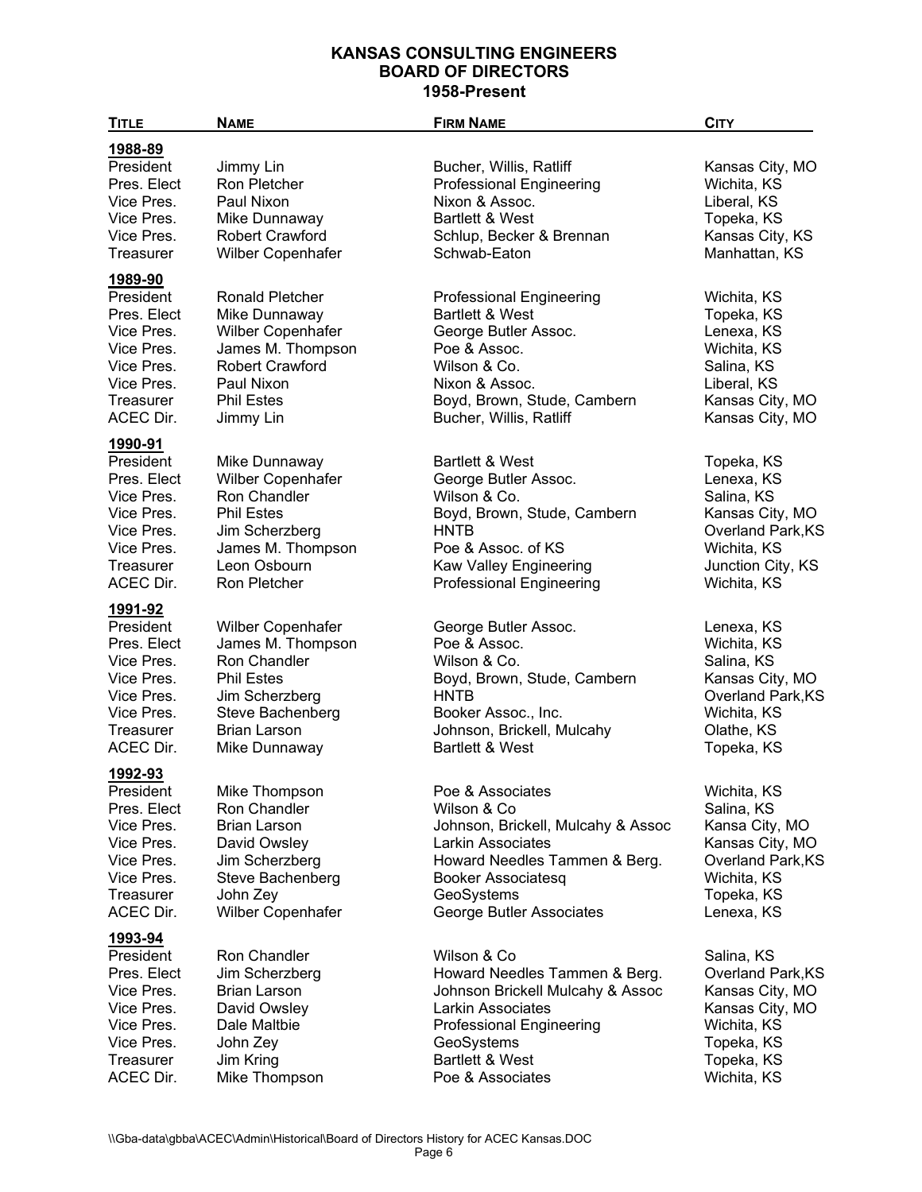# KANSAS CONSULTING ENGINEERS
## BOARD OF DIRECTORS
### 1958-Present

| Title | Name | Firm Name | City |
|---|---|---|---|
| **1988-89** | | | |
| President | Jimmy Lin | Bucher, Willis, Ratliff | Kansas City, MO |
| Pres. Elect | Ron Pletcher | Professional Engineering | Wichita, KS |
| Vice Pres. | Paul Nixon | Nixon & Assoc. | Liberal, KS |
| Vice Pres. | Mike Dunnaway | Bartlett & West | Topeka, KS |
| Vice Pres. | Robert Crawford | Schlup, Becker & Brennan | Kansas City, KS |
| Treasurer | Wilber Copenhafer | Schwab-Eaton | Manhattan, KS |
| **1989-90** | | | |
| President | Ronald Pletcher | Professional Engineering | Wichita, KS |
| Pres. Elect | Mike Dunnaway | Bartlett & West | Topeka, KS |
| Vice Pres. | Wilber Copenhafer | George Butler Assoc. | Lenexa, KS |
| Vice Pres. | James M. Thompson | Poe & Assoc. | Wichita, KS |
| Vice Pres. | Robert Crawford | Wilson & Co. | Salina, KS |
| Vice Pres. | Paul Nixon | Nixon & Assoc. | Liberal, KS |
| Treasurer | Phil Estes | Boyd, Brown, Stude, Cambern | Kansas City, MO |
| ACEC Dir. | Jimmy Lin | Bucher, Willis, Ratliff | Kansas City, MO |
| **1990-91** | | | |
| President | Mike Dunnaway | Bartlett & West | Topeka, KS |
| Pres. Elect | Wilber Copenhafer | George Butler Assoc. | Lenexa, KS |
| Vice Pres. | Ron Chandler | Wilson & Co. | Salina, KS |
| Vice Pres. | Phil Estes | Boyd, Brown, Stude, Cambern | Kansas City, MO |
| Vice Pres. | Jim Scherzberg | HNTB | Overland Park,KS |
| Vice Pres. | James M. Thompson | Poe & Assoc. of KS | Wichita, KS |
| Treasurer | Leon Osbourn | Kaw Valley Engineering | Junction City, KS |
| ACEC Dir. | Ron Pletcher | Professional Engineering | Wichita, KS |
| **1991-92** | | | |
| President | Wilber Copenhafer | George Butler Assoc. | Lenexa, KS |
| Pres. Elect | James M. Thompson | Poe & Assoc. | Wichita, KS |
| Vice Pres. | Ron Chandler | Wilson & Co. | Salina, KS |
| Vice Pres. | Phil Estes | Boyd, Brown, Stude, Cambern | Kansas City, MO |
| Vice Pres. | Jim Scherzberg | HNTB | Overland Park,KS |
| Vice Pres. | Steve Bachenberg | Booker Assoc., Inc. | Wichita, KS |
| Treasurer | Brian Larson | Johnson, Brickell, Mulcahy | Olathe, KS |
| ACEC Dir. | Mike Dunnaway | Bartlett & West | Topeka, KS |
| **1992-93** | | | |
| President | Mike Thompson | Poe & Associates | Wichita, KS |
| Pres. Elect | Ron Chandler | Wilson & Co | Salina, KS |
| Vice Pres. | Brian Larson | Johnson, Brickell, Mulcahy & Assoc | Kansa City, MO |
| Vice Pres. | David Owsley | Larkin Associates | Kansas City, MO |
| Vice Pres. | Jim Scherzberg | Howard Needles Tammen & Berg. | Overland Park,KS |
| Vice Pres. | Steve Bachenberg | Booker Associatesq | Wichita, KS |
| Treasurer | John Zey | GeoSystems | Topeka, KS |
| ACEC Dir. | Wilber Copenhafer | George Butler Associates | Lenexa, KS |
| **1993-94** | | | |
| President | Ron Chandler | Wilson & Co | Salina, KS |
| Pres. Elect | Jim Scherzberg | Howard Needles Tammen & Berg. | Overland Park,KS |
| Vice Pres. | Brian Larson | Johnson Brickell Mulcahy & Assoc | Kansas City, MO |
| Vice Pres. | David Owsley | Larkin Associates | Kansas City, MO |
| Vice Pres. | Dale Maltbie | Professional Engineering | Wichita, KS |
| Vice Pres. | John Zey | GeoSystems | Topeka, KS |
| Treasurer | Jim Kring | Bartlett & West | Topeka, KS |
| ACEC Dir. | Mike Thompson | Poe & Associates | Wichita, KS |

\\Gba-data\gbba\ACEC\Admin\Historical\Board of Directors History for ACEC Kansas.DOC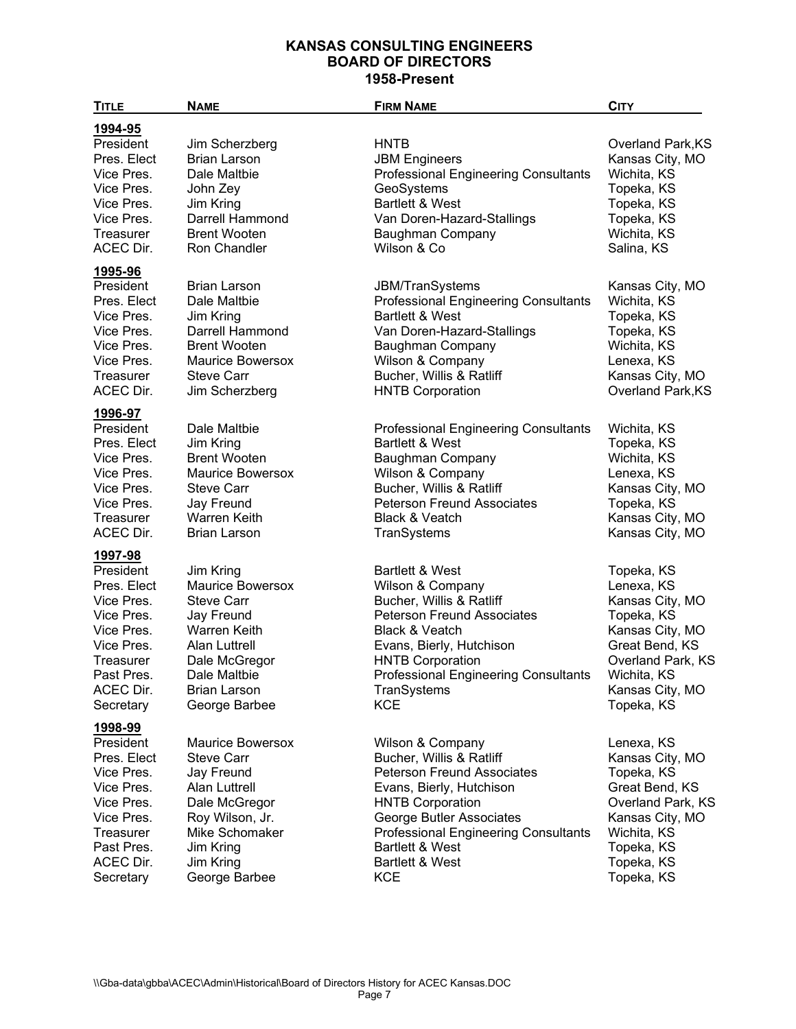# KANSAS CONSULTING ENGINEERS
## BOARD OF DIRECTORS
### 1958-Present

| TITLE | NAME | FIRM NAME | CITY |
|---|---|---|---|
| **1994-95** | | | |
| President | Jim Scherzberg | HNTB | Overland Park,KS |
| Pres. Elect | Brian Larson | JBM Engineers | Kansas City, MO |
| Vice Pres. | Dale Maltbie | Professional Engineering Consultants | Wichita, KS |
| Vice Pres. | John Zey | GeoSystems | Topeka, KS |
| Vice Pres. | Jim Kring | Bartlett & West | Topeka, KS |
| Vice Pres. | Darrell Hammond | Van Doren-Hazard-Stallings | Topeka, KS |
| Treasurer | Brent Wooten | Baughman Company | Wichita, KS |
| ACEC Dir. | Ron Chandler | Wilson & Co | Salina, KS |
| **1995-96** | | | |
| President | Brian Larson | JBM/TranSystems | Kansas City, MO |
| Pres. Elect | Dale Maltbie | Professional Engineering Consultants | Wichita, KS |
| Vice Pres. | Jim Kring | Bartlett & West | Topeka, KS |
| Vice Pres. | Darrell Hammond | Van Doren-Hazard-Stallings | Topeka, KS |
| Vice Pres. | Brent Wooten | Baughman Company | Wichita, KS |
| Vice Pres. | Maurice Bowersox | Wilson & Company | Lenexa, KS |
| Treasurer | Steve Carr | Bucher, Willis & Ratliff | Kansas City, MO |
| ACEC Dir. | Jim Scherzberg | HNTB Corporation | Overland Park,KS |
| **1996-97** | | | |
| President | Dale Maltbie | Professional Engineering Consultants | Wichita, KS |
| Pres. Elect | Jim Kring | Bartlett & West | Topeka, KS |
| Vice Pres. | Brent Wooten | Baughman Company | Wichita, KS |
| Vice Pres. | Maurice Bowersox | Wilson & Company | Lenexa, KS |
| Vice Pres. | Steve Carr | Bucher, Willis & Ratliff | Kansas City, MO |
| Vice Pres. | Jay Freund | Peterson Freund Associates | Topeka, KS |
| Treasurer | Warren Keith | Black & Veatch | Kansas City, MO |
| ACEC Dir. | Brian Larson | TranSystems | Kansas City, MO |
| **1997-98** | | | |
| President | Jim Kring | Bartlett & West | Topeka, KS |
| Pres. Elect | Maurice Bowersox | Wilson & Company | Lenexa, KS |
| Vice Pres. | Steve Carr | Bucher, Willis & Ratliff | Kansas City, MO |
| Vice Pres. | Jay Freund | Peterson Freund Associates | Topeka, KS |
| Vice Pres. | Warren Keith | Black & Veatch | Kansas City, MO |
| Vice Pres. | Alan Luttrell | Evans, Bierly, Hutchison | Great Bend, KS |
| Treasurer | Dale McGregor | HNTB Corporation | Overland Park, KS |
| Past Pres. | Dale Maltbie | Professional Engineering Consultants | Wichita, KS |
| ACEC Dir. | Brian Larson | TranSystems | Kansas City, MO |
| Secretary | George Barbee | KCE | Topeka, KS |
| **1998-99** | | | |
| President | Maurice Bowersox | Wilson & Company | Lenexa, KS |
| Pres. Elect | Steve Carr | Bucher, Willis & Ratliff | Kansas City, MO |
| Vice Pres. | Jay Freund | Peterson Freund Associates | Topeka, KS |
| Vice Pres. | Alan Luttrell | Evans, Bierly, Hutchison | Great Bend, KS |
| Vice Pres. | Dale McGregor | HNTB Corporation | Overland Park, KS |
| Vice Pres. | Roy Wilson, Jr. | George Butler Associates | Kansas City, MO |
| Treasurer | Mike Schomaker | Professional Engineering Consultants | Wichita, KS |
| Past Pres. | Jim Kring | Bartlett & West | Topeka, KS |
| ACEC Dir. | Jim Kring | Bartlett & West | Topeka, KS |
| Secretary | George Barbee | KCE | Topeka, KS |

\\Gba-data\gbba\ACEC\Admin\Historical\Board of Directors History for ACEC Kansas.DOC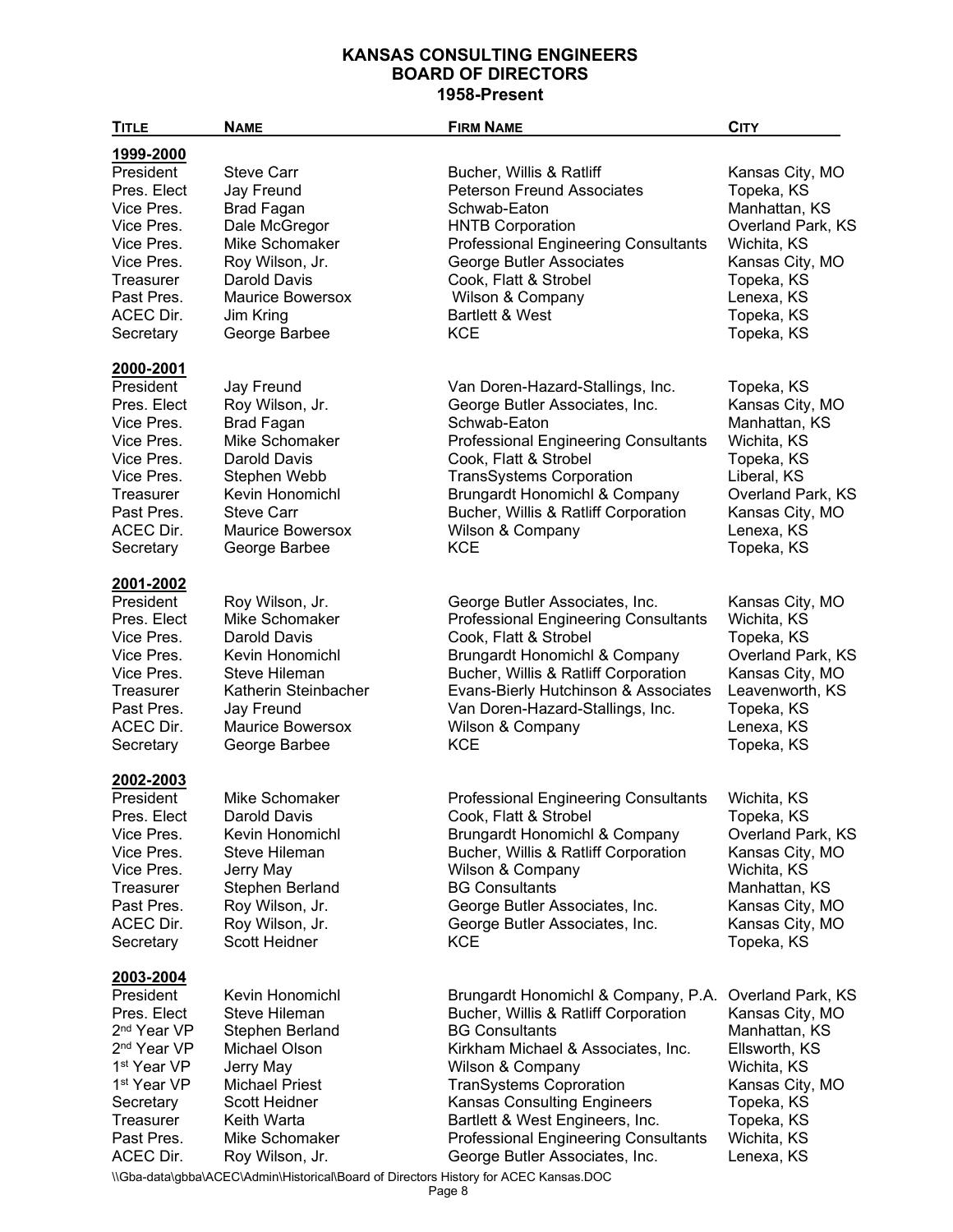# KANSAS CONSULTING ENGINEERS
# BOARD OF DIRECTORS
# 1958-Present

| TITLE | NAME | FIRM NAME | CITY |
|---|---|---|---|
| **1999-2000** | | | |
| President | Steve Carr | Bucher, Willis & Ratliff | Kansas City, MO |
| Pres. Elect | Jay Freund | Peterson Freund Associates | Topeka, KS |
| Vice Pres. | Brad Fagan | Schwab-Eaton | Manhattan, KS |
| Vice Pres. | Dale McGregor | HNTB Corporation | Overland Park, KS |
| Vice Pres. | Mike Schomaker | Professional Engineering Consultants | Wichita, KS |
| Vice Pres. | Roy Wilson, Jr. | George Butler Associates | Kansas City, MO |
| Treasurer | Darold Davis | Cook, Flatt & Strobel | Topeka, KS |
| Past Pres. | Maurice Bowersox | Wilson & Company | Lenexa, KS |
| ACEC Dir. | Jim Kring | Bartlett & West | Topeka, KS |
| Secretary | George Barbee | KCE | Topeka, KS |
| **2000-2001** | | | |
| President | Jay Freund | Van Doren-Hazard-Stallings, Inc. | Topeka, KS |
| Pres. Elect | Roy Wilson, Jr. | George Butler Associates, Inc. | Kansas City, MO |
| Vice Pres. | Brad Fagan | Schwab-Eaton | Manhattan, KS |
| Vice Pres. | Mike Schomaker | Professional Engineering Consultants | Wichita, KS |
| Vice Pres. | Darold Davis | Cook, Flatt & Strobel | Topeka, KS |
| Vice Pres. | Stephen Webb | TransSystems Corporation | Liberal, KS |
| Treasurer | Kevin Honomichl | Brungardt Honomichl & Company | Overland Park, KS |
| Past Pres. | Steve Carr | Bucher, Willis & Ratliff Corporation | Kansas City, MO |
| ACEC Dir. | Maurice Bowersox | Wilson & Company | Lenexa, KS |
| Secretary | George Barbee | KCE | Topeka, KS |
| **2001-2002** | | | |
| President | Roy Wilson, Jr. | George Butler Associates, Inc. | Kansas City, MO |
| Pres. Elect | Mike Schomaker | Professional Engineering Consultants | Wichita, KS |
| Vice Pres. | Darold Davis | Cook, Flatt & Strobel | Topeka, KS |
| Vice Pres. | Kevin Honomichl | Brungardt Honomichl & Company | Overland Park, KS |
| Vice Pres. | Steve Hileman | Bucher, Willis & Ratliff Corporation | Kansas City, MO |
| Treasurer | Katherin Steinbacher | Evans-Bierly Hutchinson & Associates | Leavenworth, KS |
| Past Pres. | Jay Freund | Van Doren-Hazard-Stallings, Inc. | Topeka, KS |
| ACEC Dir. | Maurice Bowersox | Wilson & Company | Lenexa, KS |
| Secretary | George Barbee | KCE | Topeka, KS |
| **2002-2003** | | | |
| President | Mike Schomaker | Professional Engineering Consultants | Wichita, KS |
| Pres. Elect | Darold Davis | Cook, Flatt & Strobel | Topeka, KS |
| Vice Pres. | Kevin Honomichl | Brungardt Honomichl & Company | Overland Park, KS |
| Vice Pres. | Steve Hileman | Bucher, Willis & Ratliff Corporation | Kansas City, MO |
| Vice Pres. | Jerry May | Wilson & Company | Wichita, KS |
| Treasurer | Stephen Berland | BG Consultants | Manhattan, KS |
| Past Pres. | Roy Wilson, Jr. | George Butler Associates, Inc. | Kansas City, MO |
| ACEC Dir. | Roy Wilson, Jr. | George Butler Associates, Inc. | Kansas City, MO |
| Secretary | Scott Heidner | KCE | Topeka, KS |
| **2003-2004** | | | |
| President | Kevin Honomichl | Brungardt Honomichl & Company, P.A. | Overland Park, KS |
| Pres. Elect | Steve Hileman | Bucher, Willis & Ratliff Corporation | Kansas City, MO |
| 2nd Year VP | Stephen Berland | BG Consultants | Manhattan, KS |
| 2nd Year VP | Michael Olson | Kirkham Michael & Associates, Inc. | Ellsworth, KS |
| 1st Year VP | Jerry May | Wilson & Company | Wichita, KS |
| 1st Year VP | Michael Priest | TranSystems Coproration | Kansas City, MO |
| Secretary | Scott Heidner | Kansas Consulting Engineers | Topeka, KS |
| Treasurer | Keith Warta | Bartlett & West Engineers, Inc. | Topeka, KS |
| Past Pres. | Mike Schomaker | Professional Engineering Consultants | Wichita, KS |
| ACEC Dir. | Roy Wilson, Jr. | George Butler Associates, Inc. | Lenexa, KS |

\\Gba-data\gbba\ACEC\Admin\Historical\Board of Directors History for ACEC Kansas.DOC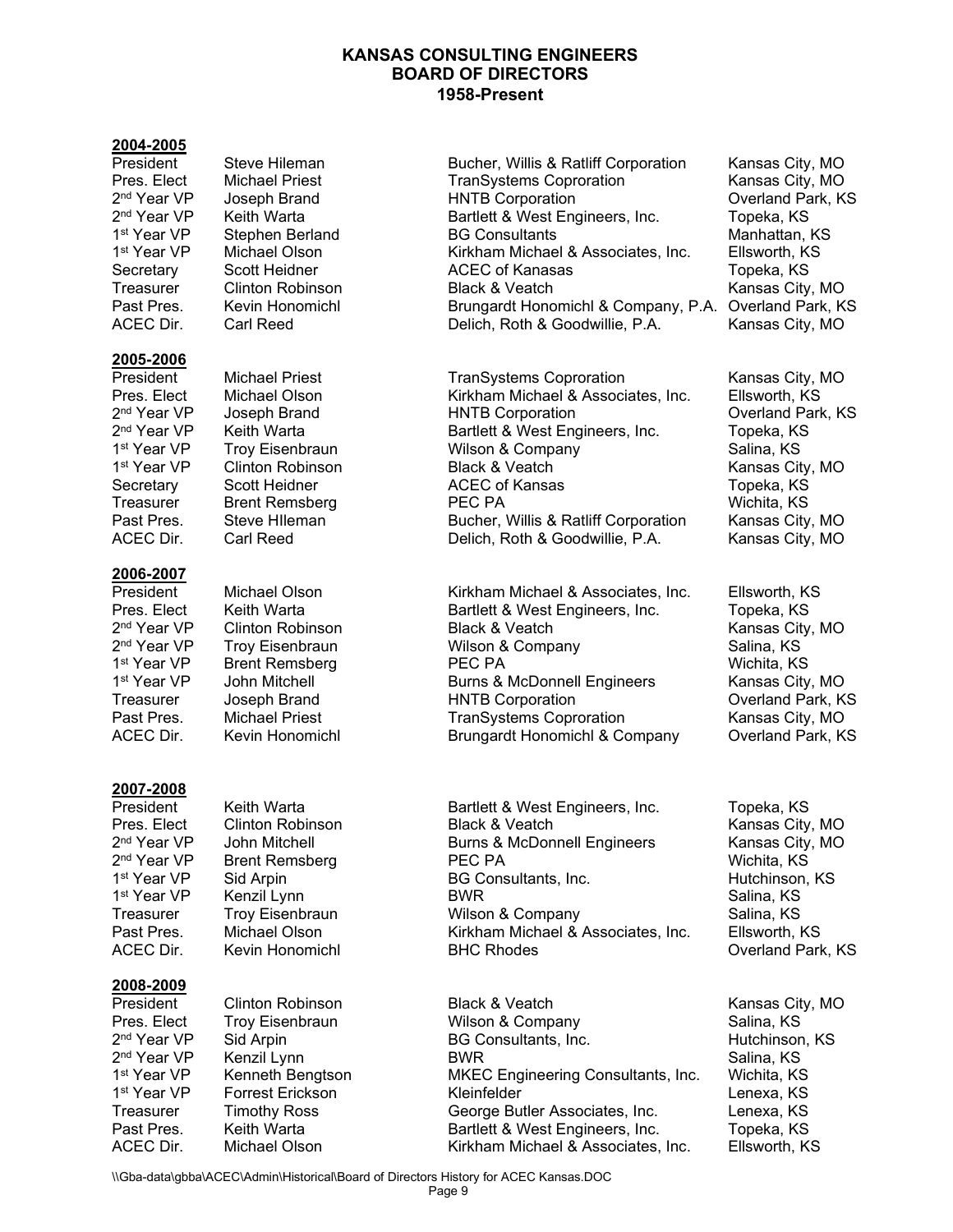# KANSAS CONSULTING ENGINEERS
# BOARD OF DIRECTORS
# 1958-Present

**2004-2005**

| | | | |
|---|---|---|---|
| President | Steve Hileman | Bucher, Willis & Ratliff Corporation | Kansas City, MO |
| Pres. Elect | Michael Priest | TranSystems Coproration | Kansas City, MO |
| 2nd Year VP | Joseph Brand | HNTB Corporation | Overland Park, KS |
| 2nd Year VP | Keith Warta | Bartlett & West Engineers, Inc. | Topeka, KS |
| 1st Year VP | Stephen Berland | BG Consultants | Manhattan, KS |
| 1st Year VP | Michael Olson | Kirkham Michael & Associates, Inc. | Ellsworth, KS |
| Secretary | Scott Heidner | ACEC of Kanasas | Topeka, KS |
| Treasurer | Clinton Robinson | Black & Veatch | Kansas City, MO |
| Past Pres. | Kevin Honomichl | Brungardt Honomichl & Company, P.A. | Overland Park, KS |
| ACEC Dir. | Carl Reed | Delich, Roth & Goodwillie, P.A. | Kansas City, MO |

**2005-2006**

| | | | |
|---|---|---|---|
| President | Michael Priest | TranSystems Coproration | Kansas City, MO |
| Pres. Elect | Michael Olson | Kirkham Michael & Associates, Inc. | Ellsworth, KS |
| 2nd Year VP | Joseph Brand | HNTB Corporation | Overland Park, KS |
| 2nd Year VP | Keith Warta | Bartlett & West Engineers, Inc. | Topeka, KS |
| 1st Year VP | Troy Eisenbraun | Wilson & Company | Salina, KS |
| 1st Year VP | Clinton Robinson | Black & Veatch | Kansas City, MO |
| Secretary | Scott Heidner | ACEC of Kansas | Topeka, KS |
| Treasurer | Brent Remsberg | PEC PA | Wichita, KS |
| Past Pres. | Steve HIleman | Bucher, Willis & Ratliff Corporation | Kansas City, MO |
| ACEC Dir. | Carl Reed | Delich, Roth & Goodwillie, P.A. | Kansas City, MO |

**2006-2007**

| | | | |
|---|---|---|---|
| President | Michael Olson | Kirkham Michael & Associates, Inc. | Ellsworth, KS |
| Pres. Elect | Keith Warta | Bartlett & West Engineers, Inc. | Topeka, KS |
| 2nd Year VP | Clinton Robinson | Black & Veatch | Kansas City, MO |
| 2nd Year VP | Troy Eisenbraun | Wilson & Company | Salina, KS |
| 1st Year VP | Brent Remsberg | PEC PA | Wichita, KS |
| 1st Year VP | John Mitchell | Burns & McDonnell Engineers | Kansas City, MO |
| Treasurer | Joseph Brand | HNTB Corporation | Overland Park, KS |
| Past Pres. | Michael Priest | TranSystems Coproration | Kansas City, MO |
| ACEC Dir. | Kevin Honomichl | Brungardt Honomichl & Company | Overland Park, KS |

**2007-2008**

| | | | |
|---|---|---|---|
| President | Keith Warta | Bartlett & West Engineers, Inc. | Topeka, KS |
| Pres. Elect | Clinton Robinson | Black & Veatch | Kansas City, MO |
| 2nd Year VP | John Mitchell | Burns & McDonnell Engineers | Kansas City, MO |
| 2nd Year VP | Brent Remsberg | PEC PA | Wichita, KS |
| 1st Year VP | Sid Arpin | BG Consultants, Inc. | Hutchinson, KS |
| 1st Year VP | Kenzil Lynn | BWR | Salina, KS |
| Treasurer | Troy Eisenbraun | Wilson & Company | Salina, KS |
| Past Pres. | Michael Olson | Kirkham Michael & Associates, Inc. | Ellsworth, KS |
| ACEC Dir. | Kevin Honomichl | BHC Rhodes | Overland Park, KS |

**2008-2009**

| | | | |
|---|---|---|---|
| President | Clinton Robinson | Black & Veatch | Kansas City, MO |
| Pres. Elect | Troy Eisenbraun | Wilson & Company | Salina, KS |
| 2nd Year VP | Sid Arpin | BG Consultants, Inc. | Hutchinson, KS |
| 2nd Year VP | Kenzil Lynn | BWR | Salina, KS |
| 1st Year VP | Kenneth Bengtson | MKEC Engineering Consultants, Inc. | Wichita, KS |
| 1st Year VP | Forrest Erickson | Kleinfelder | Lenexa, KS |
| Treasurer | Timothy Ross | George Butler Associates, Inc. | Lenexa, KS |
| Past Pres. | Keith Warta | Bartlett & West Engineers, Inc. | Topeka, KS |
| ACEC Dir. | Michael Olson | Kirkham Michael & Associates, Inc. | Ellsworth, KS |

\\Gba-data\gbba\ACEC\Admin\Historical\Board of Directors History for ACEC Kansas.DOC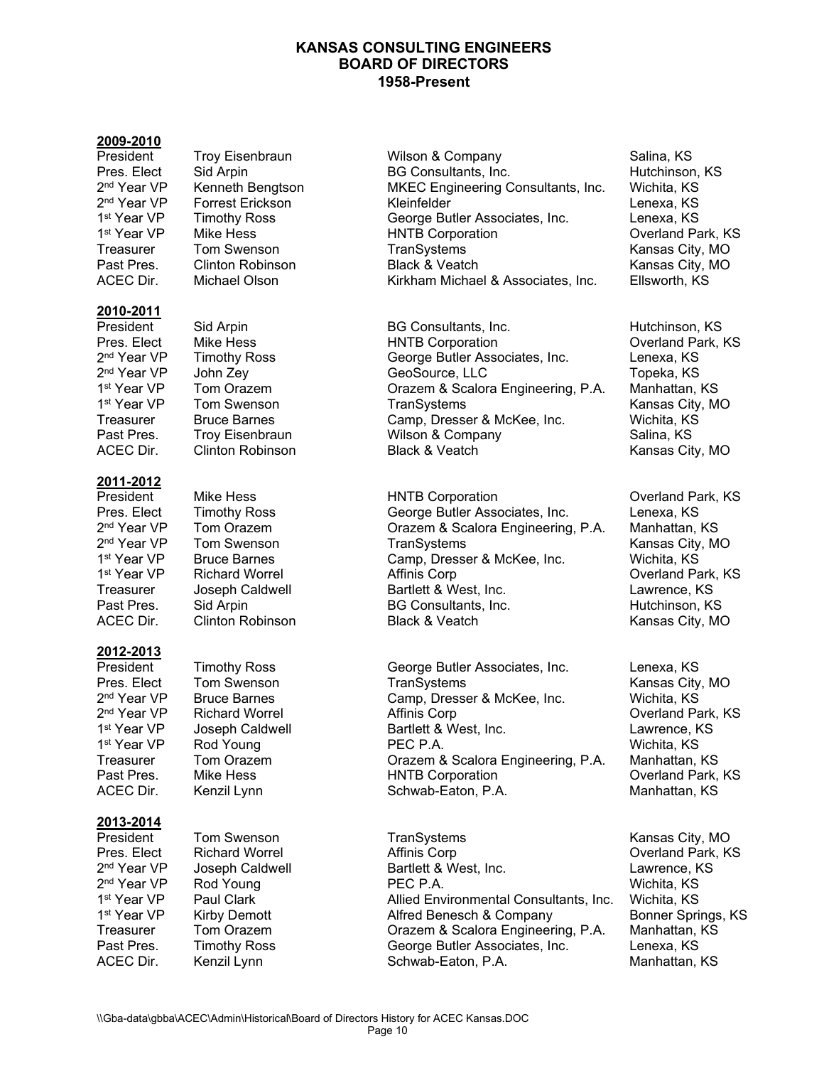# KANSAS CONSULTING ENGINEERS
## BOARD OF DIRECTORS
## 1958-Present

**2009-2010**

| | | | |
|---|---|---|---|
| President | Troy Eisenbraun | Wilson & Company | Salina, KS |
| Pres. Elect | Sid Arpin | BG Consultants, Inc. | Hutchinson, KS |
| 2nd Year VP | Kenneth Bengtson | MKEC Engineering Consultants, Inc. | Wichita, KS |
| 2nd Year VP | Forrest Erickson | Kleinfelder | Lenexa, KS |
| 1st Year VP | Timothy Ross | George Butler Associates, Inc. | Lenexa, KS |
| 1st Year VP | Mike Hess | HNTB Corporation | Overland Park, KS |
| Treasurer | Tom Swenson | TranSystems | Kansas City, MO |
| Past Pres. | Clinton Robinson | Black & Veatch | Kansas City, MO |
| ACEC Dir. | Michael Olson | Kirkham Michael & Associates, Inc. | Ellsworth, KS |

**2010-2011**

| | | | |
|---|---|---|---|
| President | Sid Arpin | BG Consultants, Inc. | Hutchinson, KS |
| Pres. Elect | Mike Hess | HNTB Corporation | Overland Park, KS |
| 2nd Year VP | Timothy Ross | George Butler Associates, Inc. | Lenexa, KS |
| 2nd Year VP | John Zey | GeoSource, LLC | Topeka, KS |
| 1st Year VP | Tom Orazem | Orazem & Scalora Engineering, P.A. | Manhattan, KS |
| 1st Year VP | Tom Swenson | TranSystems | Kansas City, MO |
| Treasurer | Bruce Barnes | Camp, Dresser & McKee, Inc. | Wichita, KS |
| Past Pres. | Troy Eisenbraun | Wilson & Company | Salina, KS |
| ACEC Dir. | Clinton Robinson | Black & Veatch | Kansas City, MO |

**2011-2012**

| | | | |
|---|---|---|---|
| President | Mike Hess | HNTB Corporation | Overland Park, KS |
| Pres. Elect | Timothy Ross | George Butler Associates, Inc. | Lenexa, KS |
| 2nd Year VP | Tom Orazem | Orazem & Scalora Engineering, P.A. | Manhattan, KS |
| 2nd Year VP | Tom Swenson | TranSystems | Kansas City, MO |
| 1st Year VP | Bruce Barnes | Camp, Dresser & McKee, Inc. | Wichita, KS |
| 1st Year VP | Richard Worrel | Affinis Corp | Overland Park, KS |
| Treasurer | Joseph Caldwell | Bartlett & West, Inc. | Lawrence, KS |
| Past Pres. | Sid Arpin | BG Consultants, Inc. | Hutchinson, KS |
| ACEC Dir. | Clinton Robinson | Black & Veatch | Kansas City, MO |

**2012-2013**

| | | | |
|---|---|---|---|
| President | Timothy Ross | George Butler Associates, Inc. | Lenexa, KS |
| Pres. Elect | Tom Swenson | TranSystems | Kansas City, MO |
| 2nd Year VP | Bruce Barnes | Camp, Dresser & McKee, Inc. | Wichita, KS |
| 2nd Year VP | Richard Worrel | Affinis Corp | Overland Park, KS |
| 1st Year VP | Joseph Caldwell | Bartlett & West, Inc. | Lawrence, KS |
| 1st Year VP | Rod Young | PEC P.A. | Wichita, KS |
| Treasurer | Tom Orazem | Orazem & Scalora Engineering, P.A. | Manhattan, KS |
| Past Pres. | Mike Hess | HNTB Corporation | Overland Park, KS |
| ACEC Dir. | Kenzil Lynn | Schwab-Eaton, P.A. | Manhattan, KS |

**2013-2014**

| | | | |
|---|---|---|---|
| President | Tom Swenson | TranSystems | Kansas City, MO |
| Pres. Elect | Richard Worrel | Affinis Corp | Overland Park, KS |
| 2nd Year VP | Joseph Caldwell | Bartlett & West, Inc. | Lawrence, KS |
| 2nd Year VP | Rod Young | PEC P.A. | Wichita, KS |
| 1st Year VP | Paul Clark | Allied Environmental Consultants, Inc. | Wichita, KS |
| 1st Year VP | Kirby Demott | Alfred Benesch & Company | Bonner Springs, KS |
| Treasurer | Tom Orazem | Orazem & Scalora Engineering, P.A. | Manhattan, KS |
| Past Pres. | Timothy Ross | George Butler Associates, Inc. | Lenexa, KS |
| ACEC Dir. | Kenzil Lynn | Schwab-Eaton, P.A. | Manhattan, KS |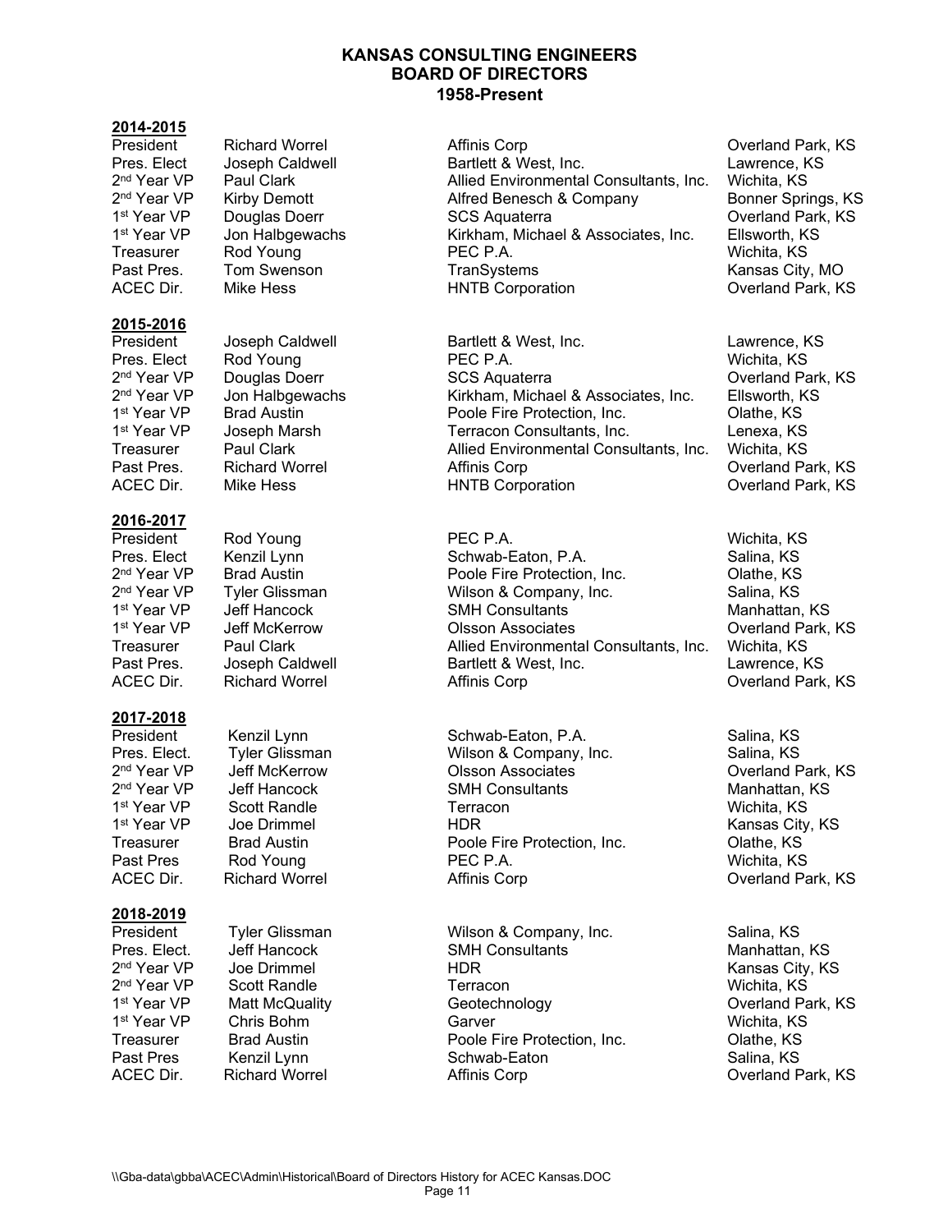# KANSAS CONSULTING ENGINEERS
# BOARD OF DIRECTORS
# 1958-Present

**2014-2015**

| | | | |
|---|---|---|---|
| President | Richard Worrel | Affinis Corp | Overland Park, KS |
| Pres. Elect | Joseph Caldwell | Bartlett & West, Inc. | Lawrence, KS |
| 2nd Year VP | Paul Clark | Allied Environmental Consultants, Inc. | Wichita, KS |
| 2nd Year VP | Kirby Demott | Alfred Benesch & Company | Bonner Springs, KS |
| 1st Year VP | Douglas Doerr | SCS Aquaterra | Overland Park, KS |
| 1st Year VP | Jon Halbgewachs | Kirkham, Michael & Associates, Inc. | Ellsworth, KS |
| Treasurer | Rod Young | PEC P.A. | Wichita, KS |
| Past Pres. | Tom Swenson | TranSystems | Kansas City, MO |
| ACEC Dir. | Mike Hess | HNTB Corporation | Overland Park, KS |

**2015-2016**

| | | | |
|---|---|---|---|
| President | Joseph Caldwell | Bartlett & West, Inc. | Lawrence, KS |
| Pres. Elect | Rod Young | PEC P.A. | Wichita, KS |
| 2nd Year VP | Douglas Doerr | SCS Aquaterra | Overland Park, KS |
| 2nd Year VP | Jon Halbgewachs | Kirkham, Michael & Associates, Inc. | Ellsworth, KS |
| 1st Year VP | Brad Austin | Poole Fire Protection, Inc. | Olathe, KS |
| 1st Year VP | Joseph Marsh | Terracon Consultants, Inc. | Lenexa, KS |
| Treasurer | Paul Clark | Allied Environmental Consultants, Inc. | Wichita, KS |
| Past Pres. | Richard Worrel | Affinis Corp | Overland Park, KS |
| ACEC Dir. | Mike Hess | HNTB Corporation | Overland Park, KS |

**2016-2017**

| | | | |
|---|---|---|---|
| President | Rod Young | PEC P.A. | Wichita, KS |
| Pres. Elect | Kenzil Lynn | Schwab-Eaton, P.A. | Salina, KS |
| 2nd Year VP | Brad Austin | Poole Fire Protection, Inc. | Olathe, KS |
| 2nd Year VP | Tyler Glissman | Wilson & Company, Inc. | Salina, KS |
| 1st Year VP | Jeff Hancock | SMH Consultants | Manhattan, KS |
| 1st Year VP | Jeff McKerrow | Olsson Associates | Overland Park, KS |
| Treasurer | Paul Clark | Allied Environmental Consultants, Inc. | Wichita, KS |
| Past Pres. | Joseph Caldwell | Bartlett & West, Inc. | Lawrence, KS |
| ACEC Dir. | Richard Worrel | Affinis Corp | Overland Park, KS |

**2017-2018**

| | | | |
|---|---|---|---|
| President | Kenzil Lynn | Schwab-Eaton, P.A. | Salina, KS |
| Pres. Elect. | Tyler Glissman | Wilson & Company, Inc. | Salina, KS |
| 2nd Year VP | Jeff McKerrow | Olsson Associates | Overland Park, KS |
| 2nd Year VP | Jeff Hancock | SMH Consultants | Manhattan, KS |
| 1st Year VP | Scott Randle | Terracon | Wichita, KS |
| 1st Year VP | Joe Drimmel | HDR | Kansas City, KS |
| Treasurer | Brad Austin | Poole Fire Protection, Inc. | Olathe, KS |
| Past Pres | Rod Young | PEC P.A. | Wichita, KS |
| ACEC Dir. | Richard Worrel | Affinis Corp | Overland Park, KS |

**2018-2019**

| | | | |
|---|---|---|---|
| President | Tyler Glissman | Wilson & Company, Inc. | Salina, KS |
| Pres. Elect. | Jeff Hancock | SMH Consultants | Manhattan, KS |
| 2nd Year VP | Joe Drimmel | HDR | Kansas City, KS |
| 2nd Year VP | Scott Randle | Terracon | Wichita, KS |
| 1st Year VP | Matt McQuality | Geotechnology | Overland Park, KS |
| 1st Year VP | Chris Bohm | Garver | Wichita, KS |
| Treasurer | Brad Austin | Poole Fire Protection, Inc. | Olathe, KS |
| Past Pres | Kenzil Lynn | Schwab-Eaton | Salina, KS |
| ACEC Dir. | Richard Worrel | Affinis Corp | Overland Park, KS |

\\Gba-data\gbba\ACEC\Admin\Historical\Board of Directors History for ACEC Kansas.DOC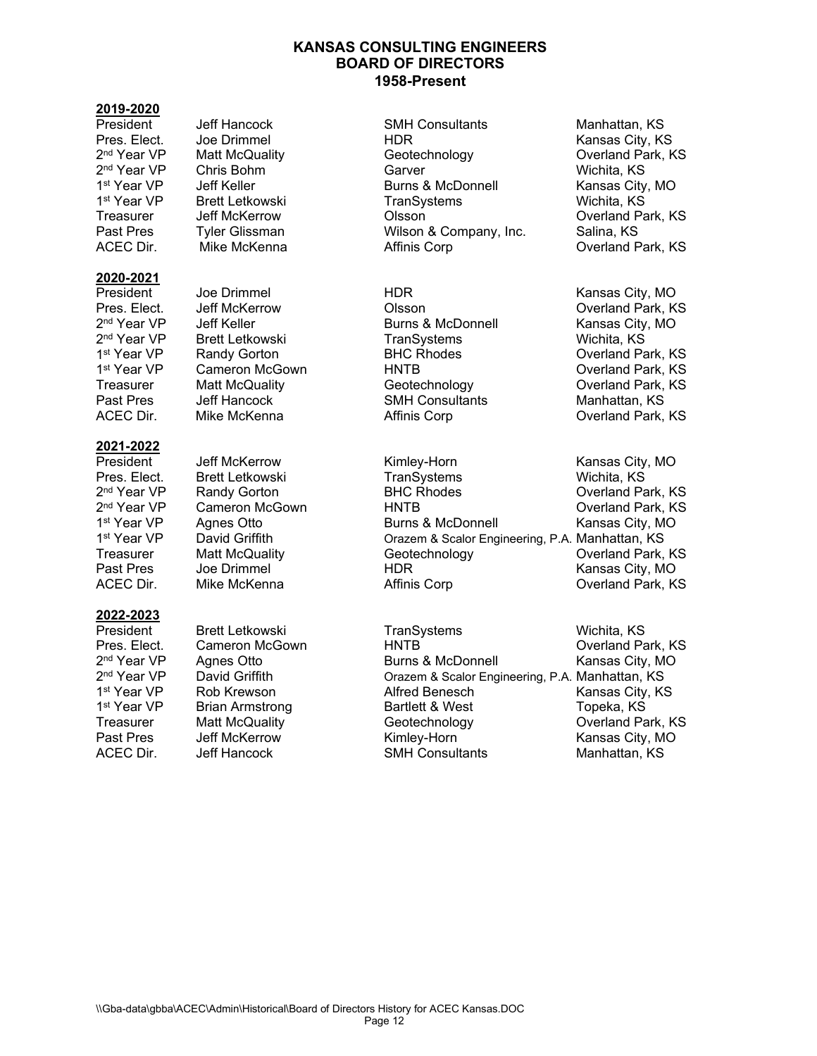**KANSAS CONSULTING ENGINEERS**
**BOARD OF DIRECTORS**
**1958-Present**

**2019-2020**

| | | | |
|---|---|---|---|
| President | Jeff Hancock | SMH Consultants | Manhattan, KS |
| Pres. Elect. | Joe Drimmel | HDR | Kansas City, KS |
| 2nd Year VP | Matt McQuality | Geotechnology | Overland Park, KS |
| 2nd Year VP | Chris Bohm | Garver | Wichita, KS |
| 1st Year VP | Jeff Keller | Burns & McDonnell | Kansas City, MO |
| 1st Year VP | Brett Letkowski | TranSystems | Wichita, KS |
| Treasurer | Jeff McKerrow | Olsson | Overland Park, KS |
| Past Pres | Tyler Glissman | Wilson & Company, Inc. | Salina, KS |
| ACEC Dir. | Mike McKenna | Affinis Corp | Overland Park, KS |

**2020-2021**

| | | | |
|---|---|---|---|
| President | Joe Drimmel | HDR | Kansas City, MO |
| Pres. Elect. | Jeff McKerrow | Olsson | Overland Park, KS |
| 2nd Year VP | Jeff Keller | Burns & McDonnell | Kansas City, MO |
| 2nd Year VP | Brett Letkowski | TranSystems | Wichita, KS |
| 1st Year VP | Randy Gorton | BHC Rhodes | Overland Park, KS |
| 1st Year VP | Cameron McGown | HNTB | Overland Park, KS |
| Treasurer | Matt McQuality | Geotechnology | Overland Park, KS |
| Past Pres | Jeff Hancock | SMH Consultants | Manhattan, KS |
| ACEC Dir. | Mike McKenna | Affinis Corp | Overland Park, KS |

**2021-2022**

| | | | |
|---|---|---|---|
| President | Jeff McKerrow | Kimley-Horn | Kansas City, MO |
| Pres. Elect. | Brett Letkowski | TranSystems | Wichita, KS |
| 2nd Year VP | Randy Gorton | BHC Rhodes | Overland Park, KS |
| 2nd Year VP | Cameron McGown | HNTB | Overland Park, KS |
| 1st Year VP | Agnes Otto | Burns & McDonnell | Kansas City, MO |
| 1st Year VP | David Griffith | Orazem & Scalor Engineering, P.A. | Manhattan, KS |
| Treasurer | Matt McQuality | Geotechnology | Overland Park, KS |
| Past Pres | Joe Drimmel | HDR | Kansas City, MO |
| ACEC Dir. | Mike McKenna | Affinis Corp | Overland Park, KS |

**2022-2023**

| | | | |
|---|---|---|---|
| President | Brett Letkowski | TranSystems | Wichita, KS |
| Pres. Elect. | Cameron McGown | HNTB | Overland Park, KS |
| 2nd Year VP | Agnes Otto | Burns & McDonnell | Kansas City, MO |
| 2nd Year VP | David Griffith | Orazem & Scalor Engineering, P.A. | Manhattan, KS |
| 1st Year VP | Rob Krewson | Alfred Benesch | Kansas City, KS |
| 1st Year VP | Brian Armstrong | Bartlett & West | Topeka, KS |
| Treasurer | Matt McQuality | Geotechnology | Overland Park, KS |
| Past Pres | Jeff McKerrow | Kimley-Horn | Kansas City, MO |
| ACEC Dir. | Jeff Hancock | SMH Consultants | Manhattan, KS |

\\Gba-data\gbba\ACEC\Admin\Historical\Board of Directors History for ACEC Kansas.DOC